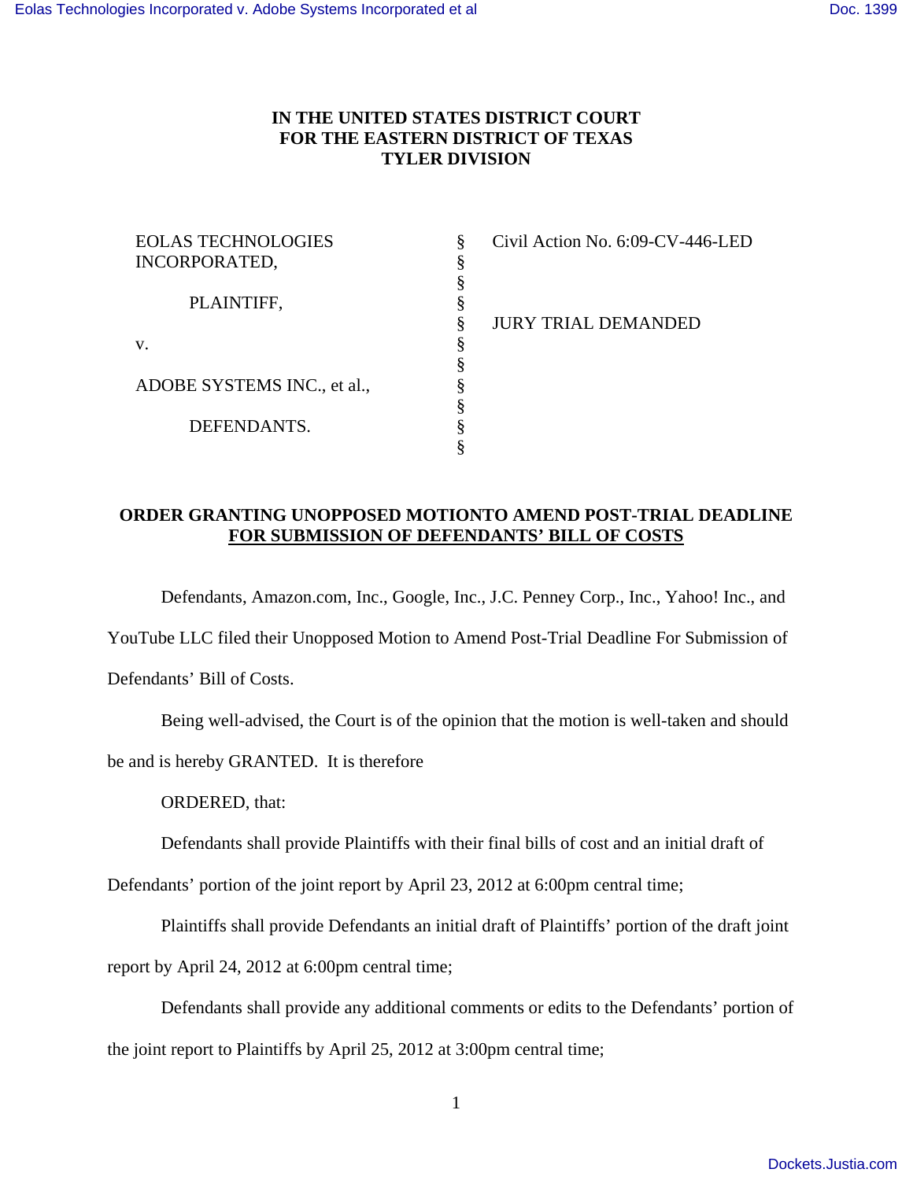**IN THE UNITED STATES DISTRICT COURT**
**FOR THE EASTERN DISTRICT OF TEXAS**
**TYLER DIVISION**

| | | |
|---|---|---|
| EOLAS TECHNOLOGIES INCORPORATED, | § | Civil Action No. 6:09-CV-446-LED |
| | § | |
| PLAINTIFF, | § | |
| | § | JURY TRIAL DEMANDED |
| v. | § | |
| | § | |
| ADOBE SYSTEMS INC., et al., | § | |
| | § | |
| DEFENDANTS. | § | |
| | § | |

**ORDER GRANTING UNOPPOSED MOTIONTO AMEND POST-TRIAL DEADLINE FOR SUBMISSION OF DEFENDANTS' BILL OF COSTS**

Defendants, Amazon.com, Inc., Google, Inc., J.C. Penney Corp., Inc., Yahoo! Inc., and YouTube LLC filed their Unopposed Motion to Amend Post-Trial Deadline For Submission of Defendants' Bill of Costs.

Being well-advised, the Court is of the opinion that the motion is well-taken and should be and is hereby GRANTED. It is therefore

ORDERED, that:

Defendants shall provide Plaintiffs with their final bills of cost and an initial draft of Defendants' portion of the joint report by April 23, 2012 at 6:00pm central time;

Plaintiffs shall provide Defendants an initial draft of Plaintiffs' portion of the draft joint report by April 24, 2012 at 6:00pm central time;

Defendants shall provide any additional comments or edits to the Defendants' portion of the joint report to Plaintiffs by April 25, 2012 at 3:00pm central time;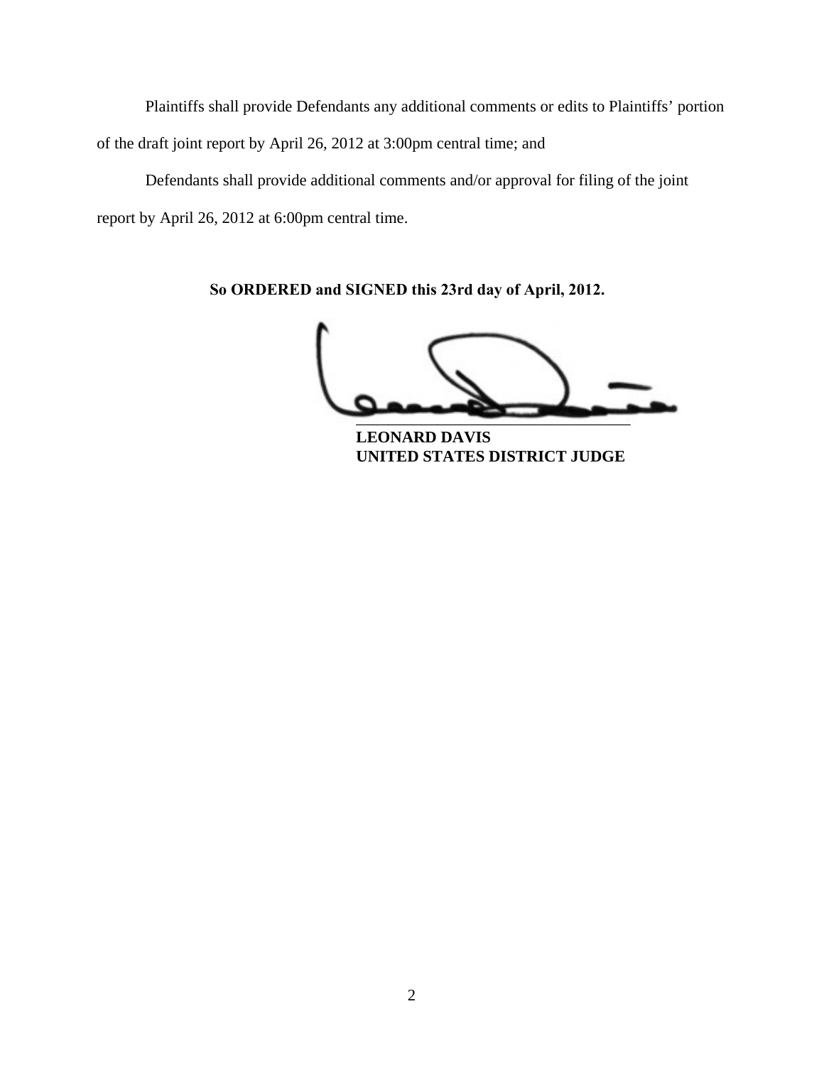Plaintiffs shall provide Defendants any additional comments or edits to Plaintiffs' portion of the draft joint report by April 26, 2012 at 3:00pm central time; and

Defendants shall provide additional comments and/or approval for filing of the joint report by April 26, 2012 at 6:00pm central time.

**So ORDERED and SIGNED this 23rd day of April, 2012.**

**LEONARD DAVIS**
**UNITED STATES DISTRICT JUDGE**